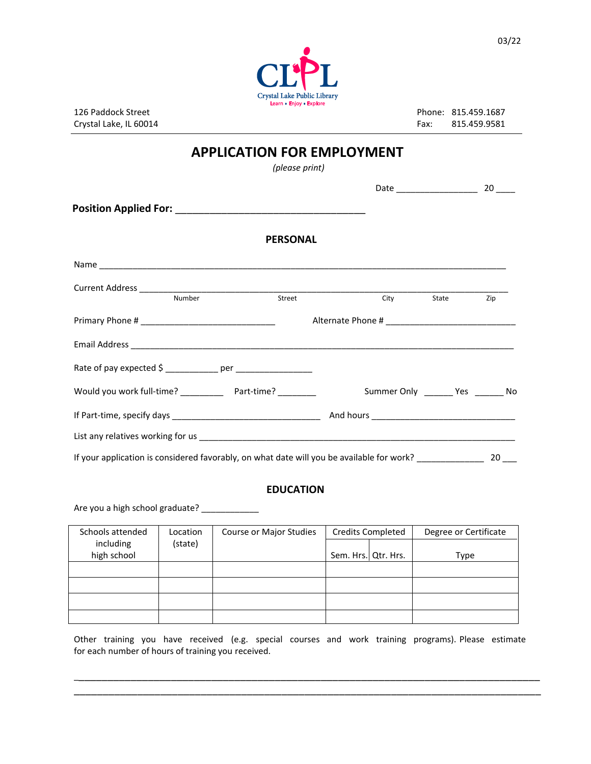03/22

CLPL
Crystal Lake Public Library
Learn • Enjoy • Explore

126 Paddock Street
Crystal Lake, IL 60014

Phone: 815.459.1687
Fax: 815.459.9581

# APPLICATION FOR EMPLOYMENT

*(please print)*

Date _________________ 20 ____

**Position Applied For:** ____________________________________

## PERSONAL

Name ________________________________________________________________________________

Current Address ________________________________________________________________________
Number Street City State Zip

Primary Phone # ____________________________ Alternate Phone # ____________________________

Email Address ________________________________________________________________________________

Rate of pay expected $ ___________ per ________________

Would you work full-time? _________ Part-time? ________ Summer Only ______ Yes ______ No

If Part-time, specify days _______________________________ And hours ______________________________

List any relatives working for us ____________________________________________________________________

If your application is considered favorably, on what date will you be available for work? ______________ 20 ___

## EDUCATION

Are you a high school graduate? ____________

| Schools attended including high school | Location (state) | Course or Major Studies | Credits Completed | | Degree or Certificate |
|---|---|---|---|---|---|
| | | | Sem. Hrs. | Qtr. Hrs. | Type |
| | | | | | |
| | | | | | |
| | | | | | |
| | | | | | |

Other training you have received (e.g. special courses and work training programs). Please estimate for each number of hours of training you received.

________________________________________________________________________________________________

________________________________________________________________________________________________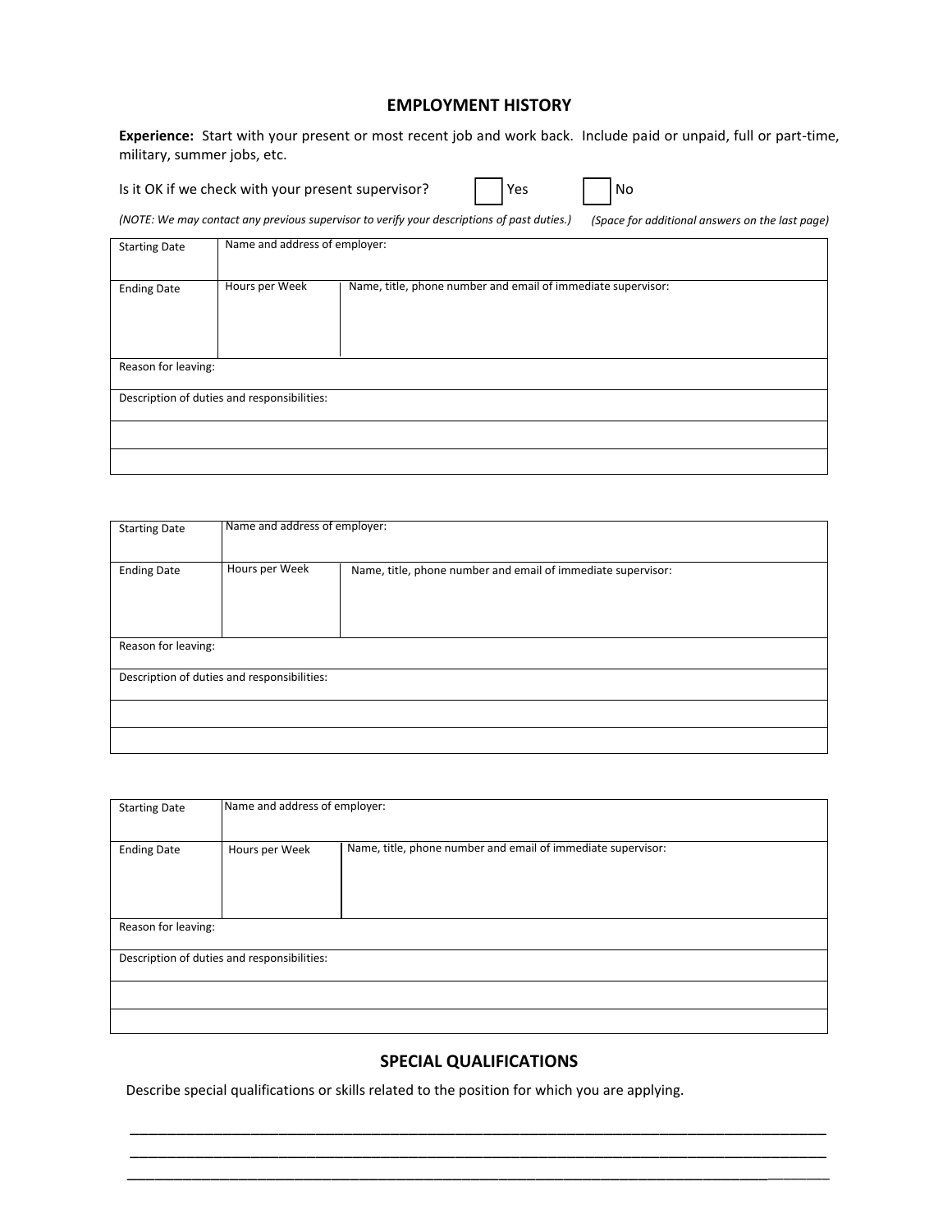## EMPLOYMENT HISTORY

**Experience:** Start with your present or most recent job and work back. Include paid or unpaid, full or part-time, military, summer jobs, etc.

Is it OK if we check with your present supervisor? ☐ Yes ☐ No

*(NOTE: We may contact any previous supervisor to verify your descriptions of past duties.)* *(Space for additional answers on the last page)*

| Starting Date | Name and address of employer: | |
|---|---|---|
| Ending Date | Hours per Week | Name, title, phone number and email of immediate supervisor: |
| Reason for leaving: | | |
| Description of duties and responsibilities: | | |
| | | |
| | | |

| Starting Date | Name and address of employer: | |
|---|---|---|
| Ending Date | Hours per Week | Name, title, phone number and email of immediate supervisor: |
| Reason for leaving: | | |
| Description of duties and responsibilities: | | |
| | | |
| | | |

| Starting Date | Name and address of employer: | |
|---|---|---|
| Ending Date | Hours per Week | Name, title, phone number and email of immediate supervisor: |
| Reason for leaving: | | |
| Description of duties and responsibilities: | | |
| | | |
| | | |

## SPECIAL QUALIFICATIONS

Describe special qualifications or skills related to the position for which you are applying.

_______________________________________________________________________________

_______________________________________________________________________________

_______________________________________________________________________________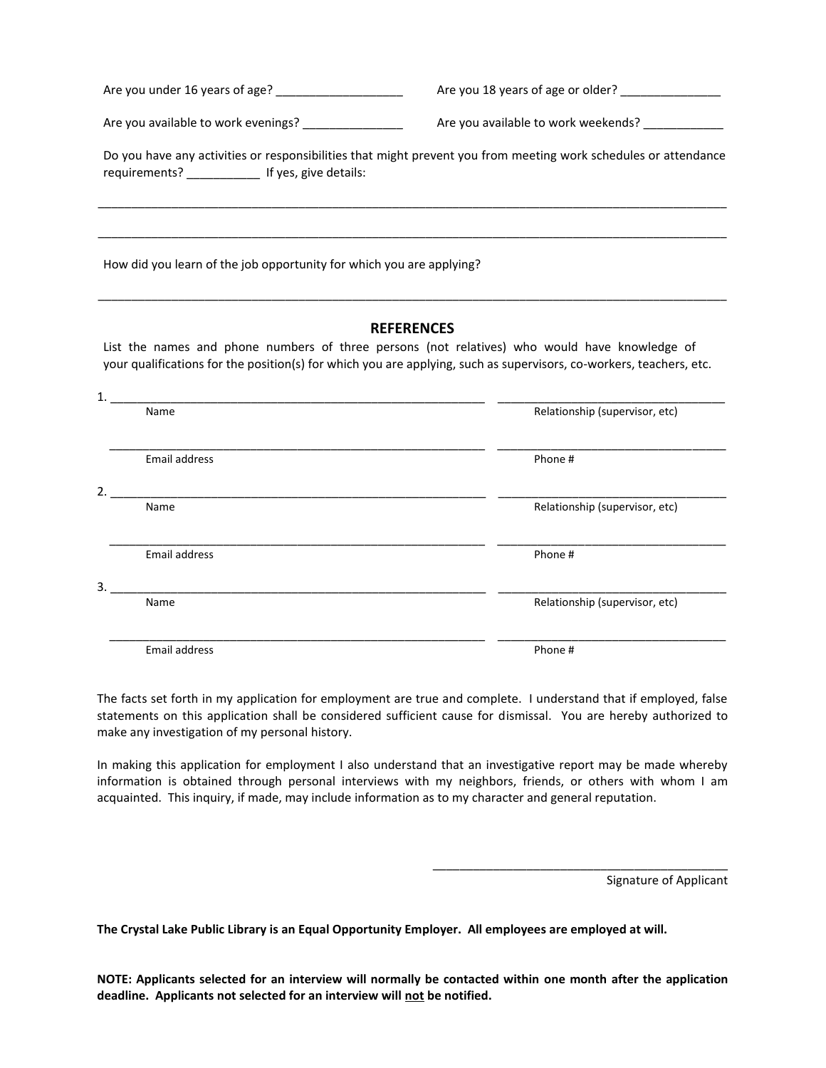Are you under 16 years of age? ___________________ Are you 18 years of age or older? _______________

Are you available to work evenings? _______________ Are you available to work weekends? ____________

Do you have any activities or responsibilities that might prevent you from meeting work schedules or attendance requirements? ___________ If yes, give details:

_____________________________________________________________________________________________

_____________________________________________________________________________________________

How did you learn of the job opportunity for which you are applying?

_____________________________________________________________________________________________

## REFERENCES

List the names and phone numbers of three persons (not relatives) who would have knowledge of your qualifications for the position(s) for which you are applying, such as supervisors, co-workers, teachers, etc.

1. ____________________________________________________________ ____________________________________
Name Relationship (supervisor, etc)

____________________________________________________________ ____________________________________
Email address Phone #

2. ____________________________________________________________ ____________________________________
Name Relationship (supervisor, etc)

____________________________________________________________ ____________________________________
Email address Phone #

3. ____________________________________________________________ ____________________________________
Name Relationship (supervisor, etc)

____________________________________________________________ ____________________________________
Email address Phone #

The facts set forth in my application for employment are true and complete. I understand that if employed, false statements on this application shall be considered sufficient cause for dismissal. You are hereby authorized to make any investigation of my personal history.

In making this application for employment I also understand that an investigative report may be made whereby information is obtained through personal interviews with my neighbors, friends, or others with whom I am acquainted. This inquiry, if made, may include information as to my character and general reputation.

_______________________________________________
Signature of Applicant

**The Crystal Lake Public Library is an Equal Opportunity Employer. All employees are employed at will.**

**NOTE: Applicants selected for an interview will normally be contacted within one month after the application deadline. Applicants not selected for an interview will <u>not</u> be notified.**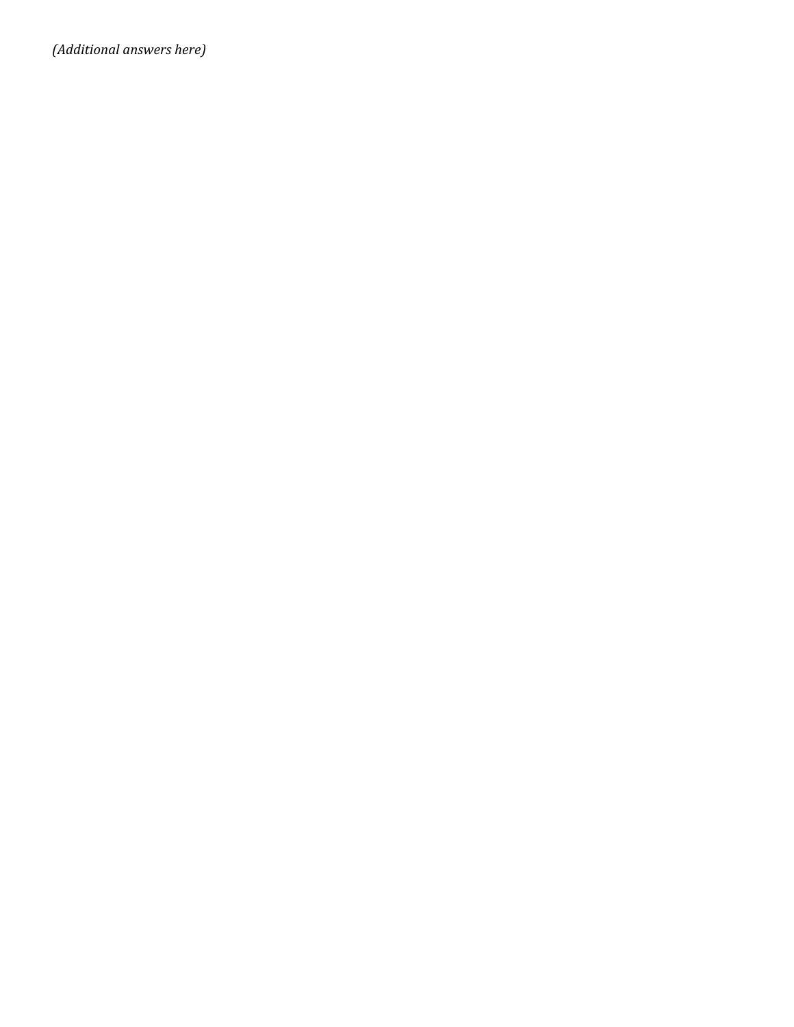*(Additional answers here)*